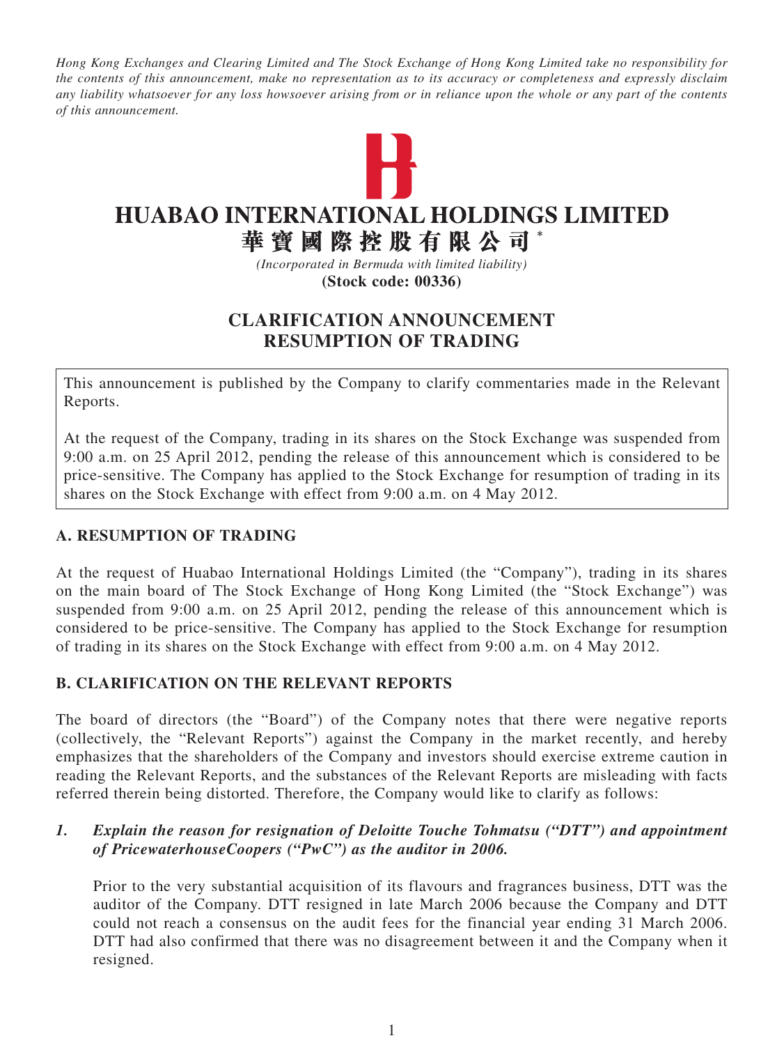*Hong Kong Exchanges and Clearing Limited and The Stock Exchange of Hong Kong Limited take no responsibility for the contents of this announcement, make no representation as to its accuracy or completeness and expressly disclaim any liability whatsoever for any loss howsoever arising from or in reliance upon the whole or any part of the contents of this announcement.*

# HUABAO INTERNATIONAL HOLDINGS LIMITED
# 華寶國際控股有限公司 *

*(Incorporated in Bermuda with limited liability)*
**(Stock code: 00336)**

## CLARIFICATION ANNOUNCEMENT
## RESUMPTION OF TRADING

This announcement is published by the Company to clarify commentaries made in the Relevant Reports.

At the request of the Company, trading in its shares on the Stock Exchange was suspended from 9:00 a.m. on 25 April 2012, pending the release of this announcement which is considered to be price-sensitive. The Company has applied to the Stock Exchange for resumption of trading in its shares on the Stock Exchange with effect from 9:00 a.m. on 4 May 2012.

### A. RESUMPTION OF TRADING

At the request of Huabao International Holdings Limited (the "Company"), trading in its shares on the main board of The Stock Exchange of Hong Kong Limited (the "Stock Exchange") was suspended from 9:00 a.m. on 25 April 2012, pending the release of this announcement which is considered to be price-sensitive. The Company has applied to the Stock Exchange for resumption of trading in its shares on the Stock Exchange with effect from 9:00 a.m. on 4 May 2012.

### B. CLARIFICATION ON THE RELEVANT REPORTS

The board of directors (the "Board") of the Company notes that there were negative reports (collectively, the "Relevant Reports") against the Company in the market recently, and hereby emphasizes that the shareholders of the Company and investors should exercise extreme caution in reading the Relevant Reports, and the substances of the Relevant Reports are misleading with facts referred therein being distorted. Therefore, the Company would like to clarify as follows:

1. ***Explain the reason for resignation of Deloitte Touche Tohmatsu ("DTT") and appointment of PricewaterhouseCoopers ("PwC") as the auditor in 2006.***

   Prior to the very substantial acquisition of its flavours and fragrances business, DTT was the auditor of the Company. DTT resigned in late March 2006 because the Company and DTT could not reach a consensus on the audit fees for the financial year ending 31 March 2006. DTT had also confirmed that there was no disagreement between it and the Company when it resigned.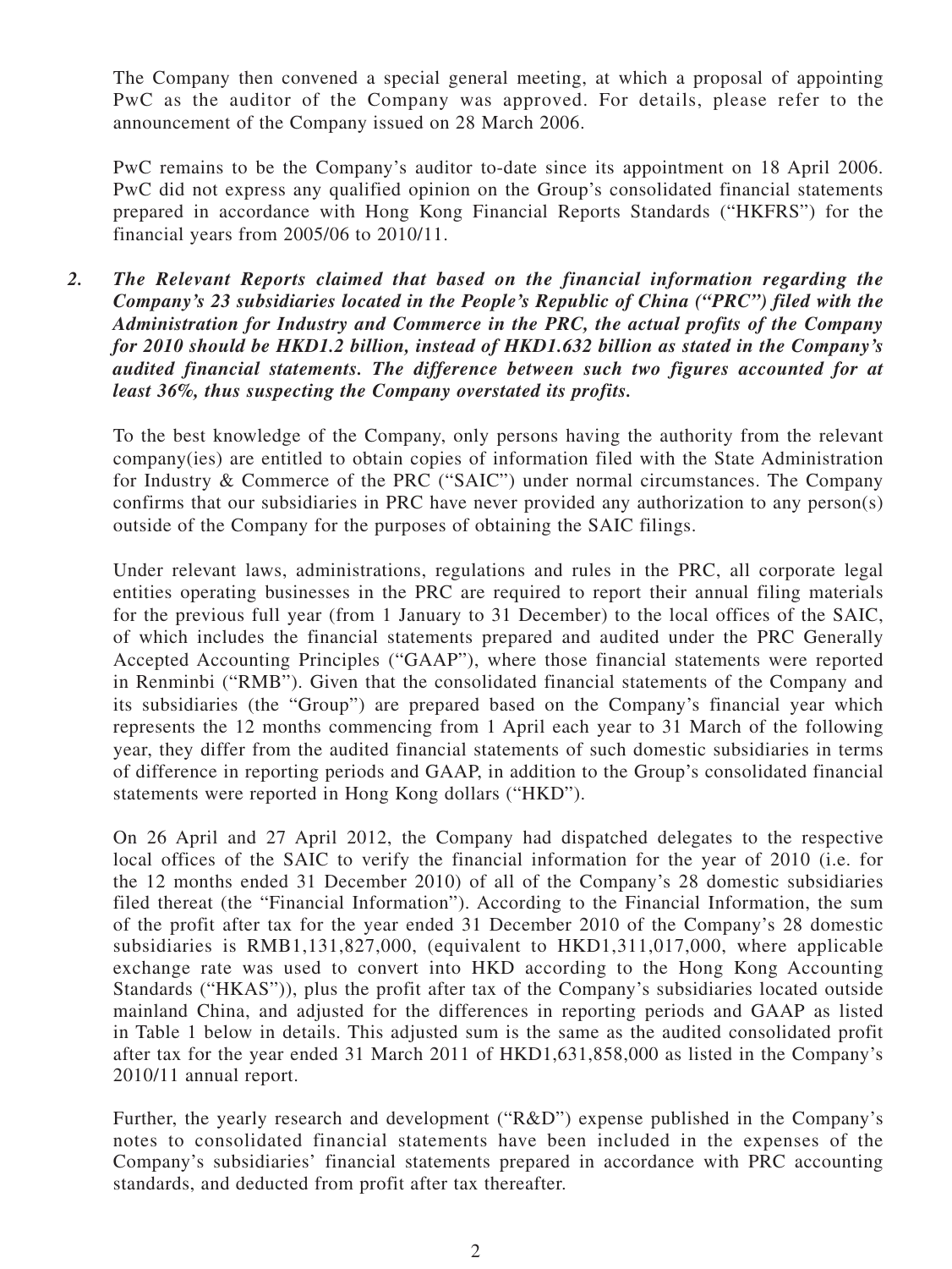The Company then convened a special general meeting, at which a proposal of appointing PwC as the auditor of the Company was approved. For details, please refer to the announcement of the Company issued on 28 March 2006.

PwC remains to be the Company's auditor to-date since its appointment on 18 April 2006. PwC did not express any qualified opinion on the Group's consolidated financial statements prepared in accordance with Hong Kong Financial Reports Standards ("HKFRS") for the financial years from 2005/06 to 2010/11.

2. ***The Relevant Reports claimed that based on the financial information regarding the Company's 23 subsidiaries located in the People's Republic of China ("PRC") filed with the Administration for Industry and Commerce in the PRC, the actual profits of the Company for 2010 should be HKD1.2 billion, instead of HKD1.632 billion as stated in the Company's audited financial statements. The difference between such two figures accounted for at least 36%, thus suspecting the Company overstated its profits.***

   To the best knowledge of the Company, only persons having the authority from the relevant company(ies) are entitled to obtain copies of information filed with the State Administration for Industry & Commerce of the PRC ("SAIC") under normal circumstances. The Company confirms that our subsidiaries in PRC have never provided any authorization to any person(s) outside of the Company for the purposes of obtaining the SAIC filings.

   Under relevant laws, administrations, regulations and rules in the PRC, all corporate legal entities operating businesses in the PRC are required to report their annual filing materials for the previous full year (from 1 January to 31 December) to the local offices of the SAIC, of which includes the financial statements prepared and audited under the PRC Generally Accepted Accounting Principles ("GAAP"), where those financial statements were reported in Renminbi ("RMB"). Given that the consolidated financial statements of the Company and its subsidiaries (the "Group") are prepared based on the Company's financial year which represents the 12 months commencing from 1 April each year to 31 March of the following year, they differ from the audited financial statements of such domestic subsidiaries in terms of difference in reporting periods and GAAP, in addition to the Group's consolidated financial statements were reported in Hong Kong dollars ("HKD").

   On 26 April and 27 April 2012, the Company had dispatched delegates to the respective local offices of the SAIC to verify the financial information for the year of 2010 (i.e. for the 12 months ended 31 December 2010) of all of the Company's 28 domestic subsidiaries filed thereat (the "Financial Information"). According to the Financial Information, the sum of the profit after tax for the year ended 31 December 2010 of the Company's 28 domestic subsidiaries is RMB1,131,827,000, (equivalent to HKD1,311,017,000, where applicable exchange rate was used to convert into HKD according to the Hong Kong Accounting Standards ("HKAS")), plus the profit after tax of the Company's subsidiaries located outside mainland China, and adjusted for the differences in reporting periods and GAAP as listed in Table 1 below in details. This adjusted sum is the same as the audited consolidated profit after tax for the year ended 31 March 2011 of HKD1,631,858,000 as listed in the Company's 2010/11 annual report.

   Further, the yearly research and development ("R&D") expense published in the Company's notes to consolidated financial statements have been included in the expenses of the Company's subsidiaries' financial statements prepared in accordance with PRC accounting standards, and deducted from profit after tax thereafter.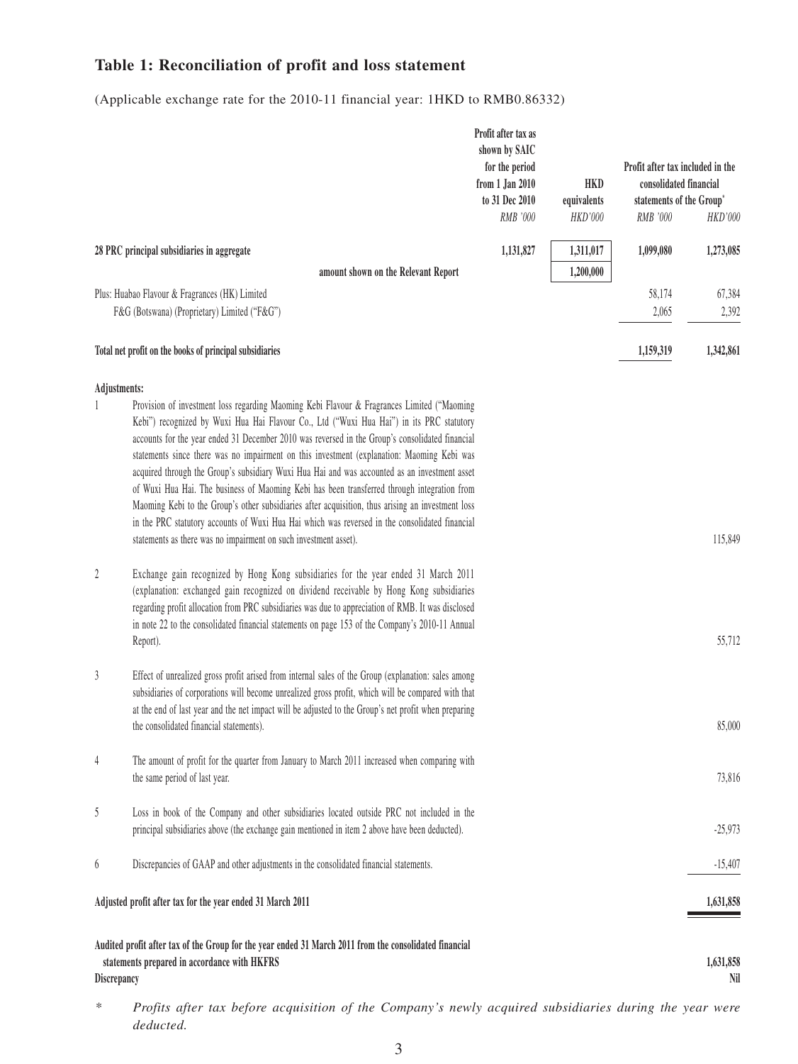## Table 1: Reconciliation of profit and loss statement

(Applicable exchange rate for the 2010-11 financial year: 1HKD to RMB0.86332)

| | Profit after tax as shown by SAIC for the period from 1 Jan 2010 to 31 Dec 2010 | HKD equivalents | Profit after tax included in the consolidated financial statements of the Group* | |
|---|---|---|---|---|
| | *RMB '000* | *HKD'000* | *RMB '000* | *HKD'000* |
| **28 PRC principal subsidiaries in aggregate** | **1,131,827** | **1,311,017** | **1,099,080** | **1,273,085** |
| **amount shown on the Relevant Report** | | **1,200,000** | | |
| Plus: Huabao Flavour & Fragrances (HK) Limited | | | 58,174 | 67,384 |
| F&G (Botswana) (Proprietary) Limited ("F&G") | | | 2,065 | 2,392 |
| **Total net profit on the books of principal subsidiaries** | | | **1,159,319** | **1,342,861** |
| **Adjustments:** | | | | |
| 1 Provision of investment loss regarding Maoming Kebi Flavour & Fragrances Limited ("Maoming Kebi") recognized by Wuxi Hua Hai Flavour Co., Ltd ("Wuxi Hua Hai") in its PRC statutory accounts for the year ended 31 December 2010 was reversed in the Group's consolidated financial statements since there was no impairment on this investment (explanation: Maoming Kebi was acquired through the Group's subsidiary Wuxi Hua Hai and was accounted as an investment asset of Wuxi Hua Hai. The business of Maoming Kebi has been transferred through integration from Maoming Kebi to the Group's other subsidiaries after acquisition, thus arising an investment loss in the PRC statutory accounts of Wuxi Hua Hai which was reversed in the consolidated financial statements as there was no impairment on such investment asset). | | | | 115,849 |
| 2 Exchange gain recognized by Hong Kong subsidiaries for the year ended 31 March 2011 (explanation: exchanged gain recognized on dividend receivable by Hong Kong subsidiaries regarding profit allocation from PRC subsidiaries was due to appreciation of RMB. It was disclosed in note 22 to the consolidated financial statements on page 153 of the Company's 2010-11 Annual Report). | | | | 55,712 |
| 3 Effect of unrealized gross profit arised from internal sales of the Group (explanation: sales among subsidiaries of corporations will become unrealized gross profit, which will be compared with that at the end of last year and the net impact will be adjusted to the Group's net profit when preparing the consolidated financial statements). | | | | 85,000 |
| 4 The amount of profit for the quarter from January to March 2011 increased when comparing with the same period of last year. | | | | 73,816 |
| 5 Loss in book of the Company and other subsidiaries located outside PRC not included in the principal subsidiaries above (the exchange gain mentioned in item 2 above have been deducted). | | | | -25,973 |
| 6 Discrepancies of GAAP and other adjustments in the consolidated financial statements. | | | | -15,407 |
| **Adjusted profit after tax for the year ended 31 March 2011** | | | | **1,631,858** |
| **Audited profit after tax of the Group for the year ended 31 March 2011 from the consolidated financial statements prepared in accordance with HKFRS** | | | | **1,631,858** |
| **Discrepancy** | | | | **Nil** |

\* *Profits after tax before acquisition of the Company's newly acquired subsidiaries during the year were deducted.*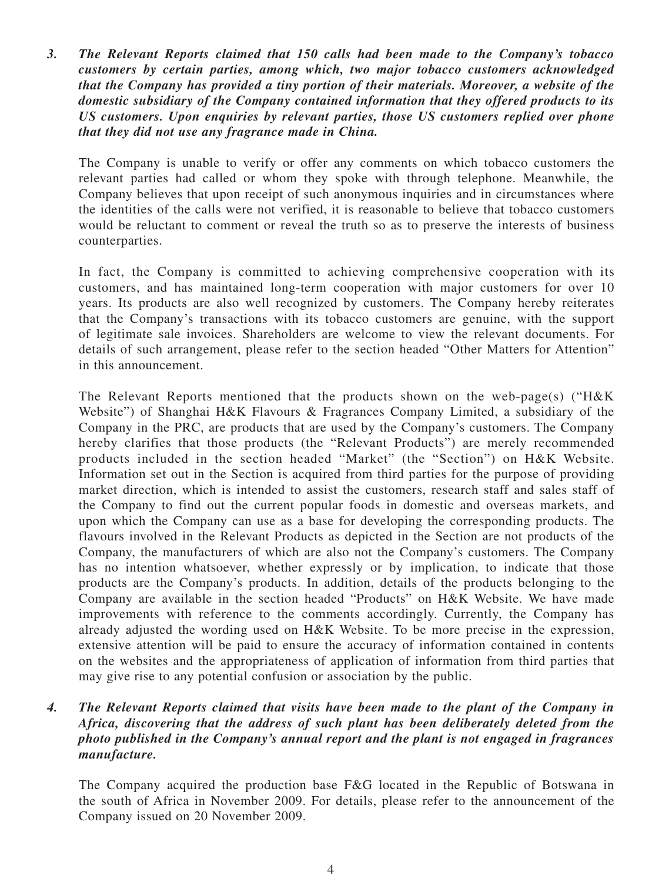3. ***The Relevant Reports claimed that 150 calls had been made to the Company's tobacco customers by certain parties, among which, two major tobacco customers acknowledged that the Company has provided a tiny portion of their materials. Moreover, a website of the domestic subsidiary of the Company contained information that they offered products to its US customers. Upon enquiries by relevant parties, those US customers replied over phone that they did not use any fragrance made in China.***

   The Company is unable to verify or offer any comments on which tobacco customers the relevant parties had called or whom they spoke with through telephone. Meanwhile, the Company believes that upon receipt of such anonymous inquiries and in circumstances where the identities of the calls were not verified, it is reasonable to believe that tobacco customers would be reluctant to comment or reveal the truth so as to preserve the interests of business counterparties.

   In fact, the Company is committed to achieving comprehensive cooperation with its customers, and has maintained long-term cooperation with major customers for over 10 years. Its products are also well recognized by customers. The Company hereby reiterates that the Company's transactions with its tobacco customers are genuine, with the support of legitimate sale invoices. Shareholders are welcome to view the relevant documents. For details of such arrangement, please refer to the section headed "Other Matters for Attention" in this announcement.

   The Relevant Reports mentioned that the products shown on the web-page(s) ("H&K Website") of Shanghai H&K Flavours & Fragrances Company Limited, a subsidiary of the Company in the PRC, are products that are used by the Company's customers. The Company hereby clarifies that those products (the "Relevant Products") are merely recommended products included in the section headed "Market" (the "Section") on H&K Website. Information set out in the Section is acquired from third parties for the purpose of providing market direction, which is intended to assist the customers, research staff and sales staff of the Company to find out the current popular foods in domestic and overseas markets, and upon which the Company can use as a base for developing the corresponding products. The flavours involved in the Relevant Products as depicted in the Section are not products of the Company, the manufacturers of which are also not the Company's customers. The Company has no intention whatsoever, whether expressly or by implication, to indicate that those products are the Company's products. In addition, details of the products belonging to the Company are available in the section headed "Products" on H&K Website. We have made improvements with reference to the comments accordingly. Currently, the Company has already adjusted the wording used on H&K Website. To be more precise in the expression, extensive attention will be paid to ensure the accuracy of information contained in contents on the websites and the appropriateness of application of information from third parties that may give rise to any potential confusion or association by the public.

4. ***The Relevant Reports claimed that visits have been made to the plant of the Company in Africa, discovering that the address of such plant has been deliberately deleted from the photo published in the Company's annual report and the plant is not engaged in fragrances manufacture.***

   The Company acquired the production base F&G located in the Republic of Botswana in the south of Africa in November 2009. For details, please refer to the announcement of the Company issued on 20 November 2009.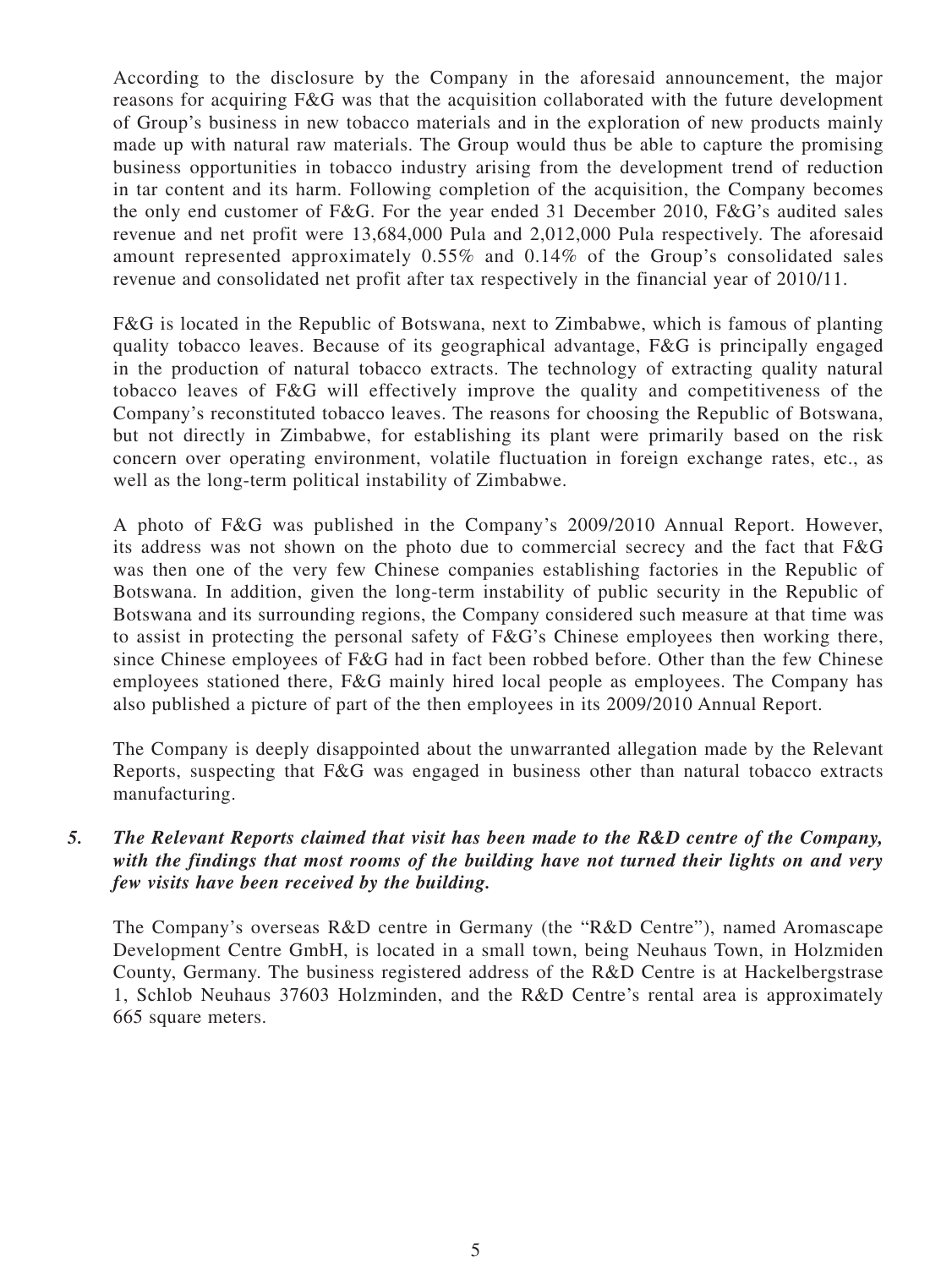According to the disclosure by the Company in the aforesaid announcement, the major reasons for acquiring F&G was that the acquisition collaborated with the future development of Group's business in new tobacco materials and in the exploration of new products mainly made up with natural raw materials. The Group would thus be able to capture the promising business opportunities in tobacco industry arising from the development trend of reduction in tar content and its harm. Following completion of the acquisition, the Company becomes the only end customer of F&G. For the year ended 31 December 2010, F&G's audited sales revenue and net profit were 13,684,000 Pula and 2,012,000 Pula respectively. The aforesaid amount represented approximately 0.55% and 0.14% of the Group's consolidated sales revenue and consolidated net profit after tax respectively in the financial year of 2010/11.

F&G is located in the Republic of Botswana, next to Zimbabwe, which is famous of planting quality tobacco leaves. Because of its geographical advantage, F&G is principally engaged in the production of natural tobacco extracts. The technology of extracting quality natural tobacco leaves of F&G will effectively improve the quality and competitiveness of the Company's reconstituted tobacco leaves. The reasons for choosing the Republic of Botswana, but not directly in Zimbabwe, for establishing its plant were primarily based on the risk concern over operating environment, volatile fluctuation in foreign exchange rates, etc., as well as the long-term political instability of Zimbabwe.

A photo of F&G was published in the Company's 2009/2010 Annual Report. However, its address was not shown on the photo due to commercial secrecy and the fact that F&G was then one of the very few Chinese companies establishing factories in the Republic of Botswana. In addition, given the long-term instability of public security in the Republic of Botswana and its surrounding regions, the Company considered such measure at that time was to assist in protecting the personal safety of F&G's Chinese employees then working there, since Chinese employees of F&G had in fact been robbed before. Other than the few Chinese employees stationed there, F&G mainly hired local people as employees. The Company has also published a picture of part of the then employees in its 2009/2010 Annual Report.

The Company is deeply disappointed about the unwarranted allegation made by the Relevant Reports, suspecting that F&G was engaged in business other than natural tobacco extracts manufacturing.

***5. The Relevant Reports claimed that visit has been made to the R&D centre of the Company, with the findings that most rooms of the building have not turned their lights on and very few visits have been received by the building.***

The Company's overseas R&D centre in Germany (the "R&D Centre"), named Aromascape Development Centre GmbH, is located in a small town, being Neuhaus Town, in Holzmiden County, Germany. The business registered address of the R&D Centre is at Hackelbergstrase 1, Schlob Neuhaus 37603 Holzminden, and the R&D Centre's rental area is approximately 665 square meters.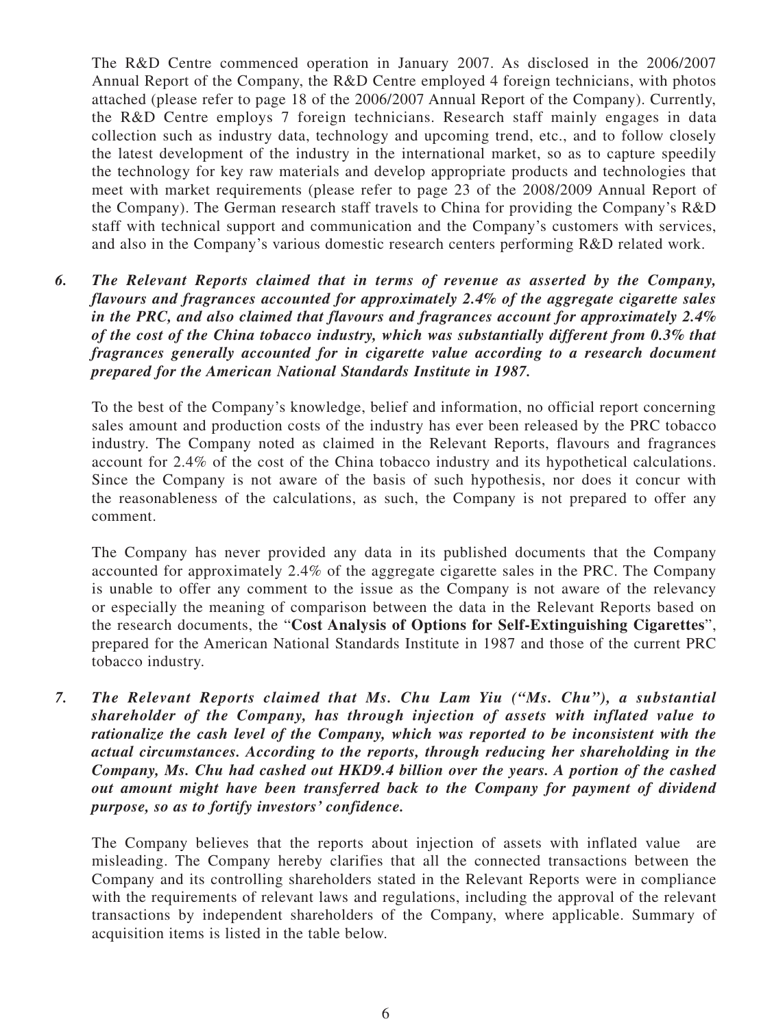The R&D Centre commenced operation in January 2007. As disclosed in the 2006/2007 Annual Report of the Company, the R&D Centre employed 4 foreign technicians, with photos attached (please refer to page 18 of the 2006/2007 Annual Report of the Company). Currently, the R&D Centre employs 7 foreign technicians. Research staff mainly engages in data collection such as industry data, technology and upcoming trend, etc., and to follow closely the latest development of the industry in the international market, so as to capture speedily the technology for key raw materials and develop appropriate products and technologies that meet with market requirements (please refer to page 23 of the 2008/2009 Annual Report of the Company). The German research staff travels to China for providing the Company's R&D staff with technical support and communication and the Company's customers with services, and also in the Company's various domestic research centers performing R&D related work.

6. ***The Relevant Reports claimed that in terms of revenue as asserted by the Company, flavours and fragrances accounted for approximately 2.4% of the aggregate cigarette sales in the PRC, and also claimed that flavours and fragrances account for approximately 2.4% of the cost of the China tobacco industry, which was substantially different from 0.3% that fragrances generally accounted for in cigarette value according to a research document prepared for the American National Standards Institute in 1987.***

To the best of the Company's knowledge, belief and information, no official report concerning sales amount and production costs of the industry has ever been released by the PRC tobacco industry. The Company noted as claimed in the Relevant Reports, flavours and fragrances account for 2.4% of the cost of the China tobacco industry and its hypothetical calculations. Since the Company is not aware of the basis of such hypothesis, nor does it concur with the reasonableness of the calculations, as such, the Company is not prepared to offer any comment.

The Company has never provided any data in its published documents that the Company accounted for approximately 2.4% of the aggregate cigarette sales in the PRC. The Company is unable to offer any comment to the issue as the Company is not aware of the relevancy or especially the meaning of comparison between the data in the Relevant Reports based on the research documents, the "**Cost Analysis of Options for Self-Extinguishing Cigarettes**", prepared for the American National Standards Institute in 1987 and those of the current PRC tobacco industry.

7. ***The Relevant Reports claimed that Ms. Chu Lam Yiu ("Ms. Chu"), a substantial shareholder of the Company, has through injection of assets with inflated value to rationalize the cash level of the Company, which was reported to be inconsistent with the actual circumstances. According to the reports, through reducing her shareholding in the Company, Ms. Chu had cashed out HKD9.4 billion over the years. A portion of the cashed out amount might have been transferred back to the Company for payment of dividend purpose, so as to fortify investors' confidence.***

The Company believes that the reports about injection of assets with inflated value are misleading. The Company hereby clarifies that all the connected transactions between the Company and its controlling shareholders stated in the Relevant Reports were in compliance with the requirements of relevant laws and regulations, including the approval of the relevant transactions by independent shareholders of the Company, where applicable. Summary of acquisition items is listed in the table below.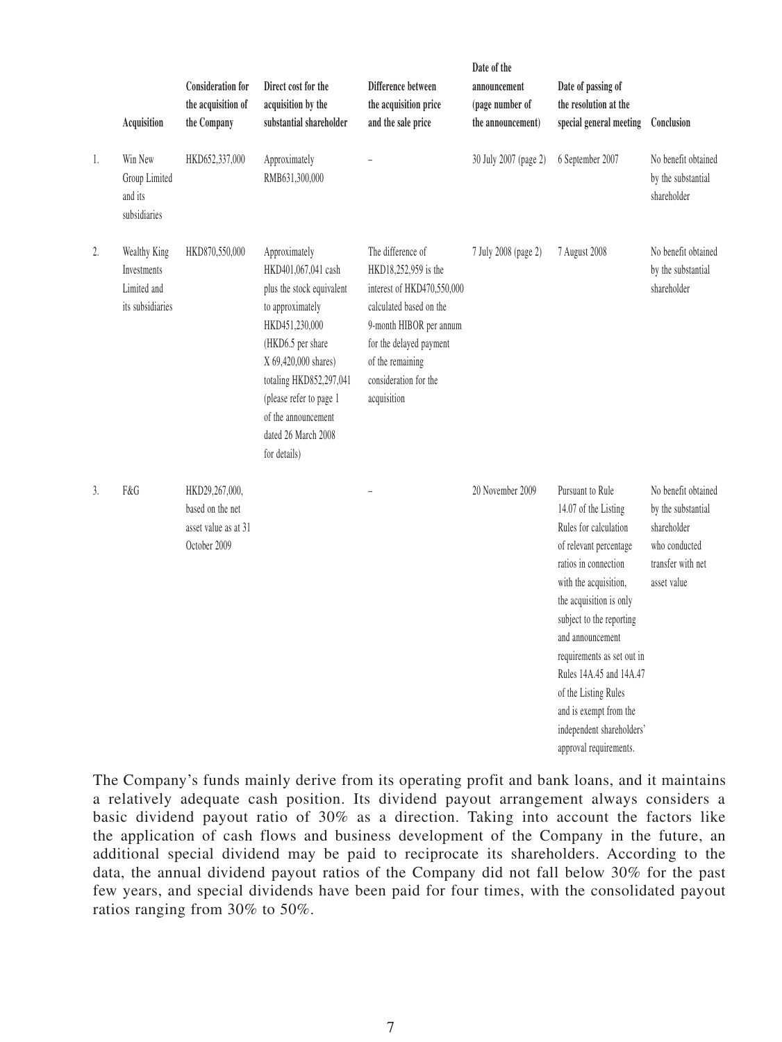| | Acquisition | Consideration for the acquisition of the Company | Direct cost for the acquisition by the substantial shareholder | Difference between the acquisition price and the sale price | Date of the announcement (page number of the announcement) | Date of passing of the resolution at the special general meeting | Conclusion |
|---|---|---|---|---|---|---|---|
| 1. | Win New Group Limited and its subsidiaries | HKD652,337,000 | Approximately RMB631,300,000 | – | 30 July 2007 (page 2) | 6 September 2007 | No benefit obtained by the substantial shareholder |
| 2. | Wealthy King Investments Limited and its subsidiaries | HKD870,550,000 | Approximately HKD401,067,041 cash plus the stock equivalent to approximately HKD451,230,000 (HKD6.5 per share X 69,420,000 shares) totaling HKD852,297,041 (please refer to page 1 of the announcement dated 26 March 2008 for details) | The difference of HKD18,252,959 is the interest of HKD470,550,000 calculated based on the 9-month HIBOR per annum for the delayed payment of the remaining consideration for the acquisition | 7 July 2008 (page 2) | 7 August 2008 | No benefit obtained by the substantial shareholder |
| 3. | F&G | HKD29,267,000, based on the net asset value as at 31 October 2009 | | – | 20 November 2009 | Pursuant to Rule 14.07 of the Listing Rules for calculation of relevant percentage ratios in connection with the acquisition, the acquisition is only subject to the reporting and announcement requirements as set out in Rules 14A.45 and 14A.47 of the Listing Rules and is exempt from the independent shareholders' approval requirements. | No benefit obtained by the substantial shareholder who conducted transfer with net asset value |

The Company's funds mainly derive from its operating profit and bank loans, and it maintains a relatively adequate cash position. Its dividend payout arrangement always considers a basic dividend payout ratio of 30% as a direction. Taking into account the factors like the application of cash flows and business development of the Company in the future, an additional special dividend may be paid to reciprocate its shareholders. According to the data, the annual dividend payout ratios of the Company did not fall below 30% for the past few years, and special dividends have been paid for four times, with the consolidated payout ratios ranging from 30% to 50%.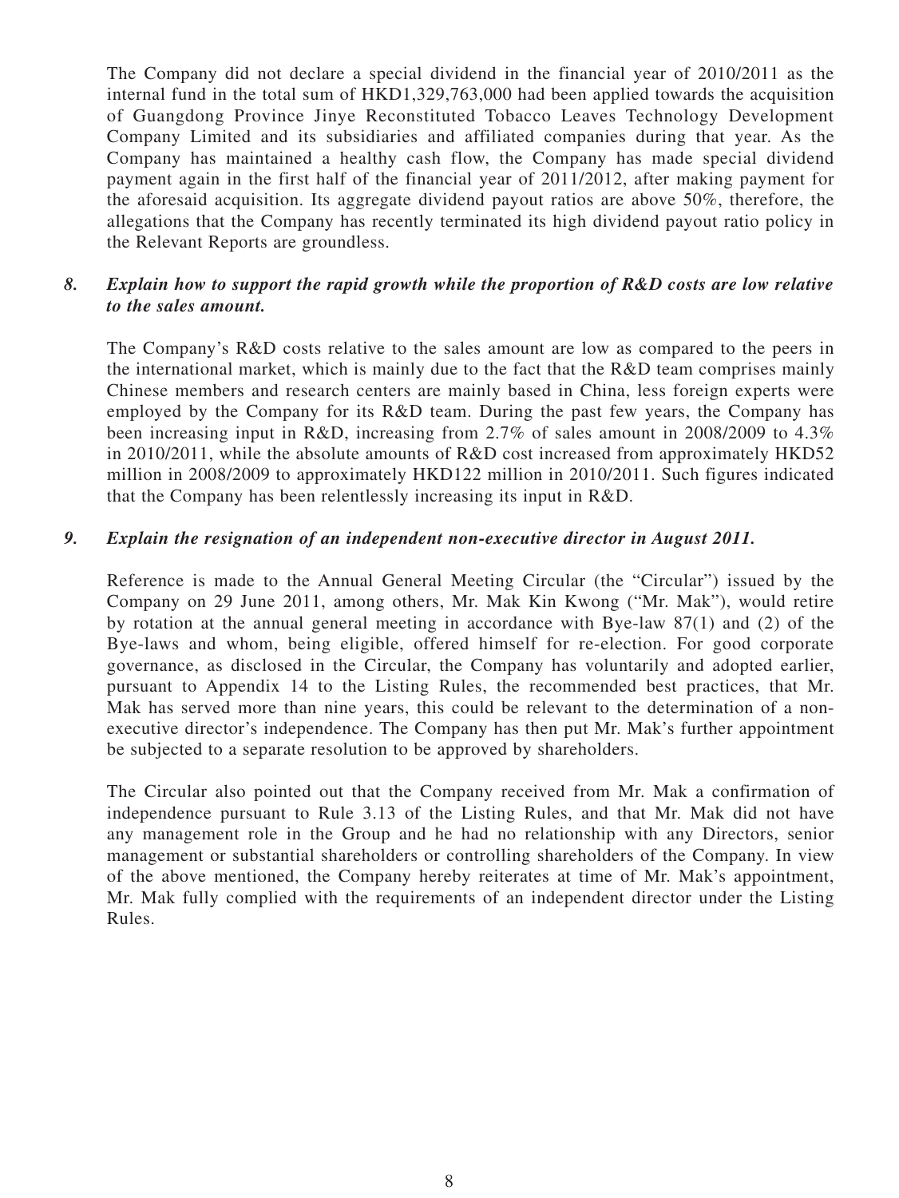The Company did not declare a special dividend in the financial year of 2010/2011 as the internal fund in the total sum of HKD1,329,763,000 had been applied towards the acquisition of Guangdong Province Jinye Reconstituted Tobacco Leaves Technology Development Company Limited and its subsidiaries and affiliated companies during that year. As the Company has maintained a healthy cash flow, the Company has made special dividend payment again in the first half of the financial year of 2011/2012, after making payment for the aforesaid acquisition. Its aggregate dividend payout ratios are above 50%, therefore, the allegations that the Company has recently terminated its high dividend payout ratio policy in the Relevant Reports are groundless.

***8. Explain how to support the rapid growth while the proportion of R&D costs are low relative to the sales amount.***

The Company's R&D costs relative to the sales amount are low as compared to the peers in the international market, which is mainly due to the fact that the R&D team comprises mainly Chinese members and research centers are mainly based in China, less foreign experts were employed by the Company for its R&D team. During the past few years, the Company has been increasing input in R&D, increasing from 2.7% of sales amount in 2008/2009 to 4.3% in 2010/2011, while the absolute amounts of R&D cost increased from approximately HKD52 million in 2008/2009 to approximately HKD122 million in 2010/2011. Such figures indicated that the Company has been relentlessly increasing its input in R&D.

***9. Explain the resignation of an independent non-executive director in August 2011.***

Reference is made to the Annual General Meeting Circular (the "Circular") issued by the Company on 29 June 2011, among others, Mr. Mak Kin Kwong ("Mr. Mak"), would retire by rotation at the annual general meeting in accordance with Bye-law 87(1) and (2) of the Bye-laws and whom, being eligible, offered himself for re-election. For good corporate governance, as disclosed in the Circular, the Company has voluntarily and adopted earlier, pursuant to Appendix 14 to the Listing Rules, the recommended best practices, that Mr. Mak has served more than nine years, this could be relevant to the determination of a non-executive director's independence. The Company has then put Mr. Mak's further appointment be subjected to a separate resolution to be approved by shareholders.

The Circular also pointed out that the Company received from Mr. Mak a confirmation of independence pursuant to Rule 3.13 of the Listing Rules, and that Mr. Mak did not have any management role in the Group and he had no relationship with any Directors, senior management or substantial shareholders or controlling shareholders of the Company. In view of the above mentioned, the Company hereby reiterates at time of Mr. Mak's appointment, Mr. Mak fully complied with the requirements of an independent director under the Listing Rules.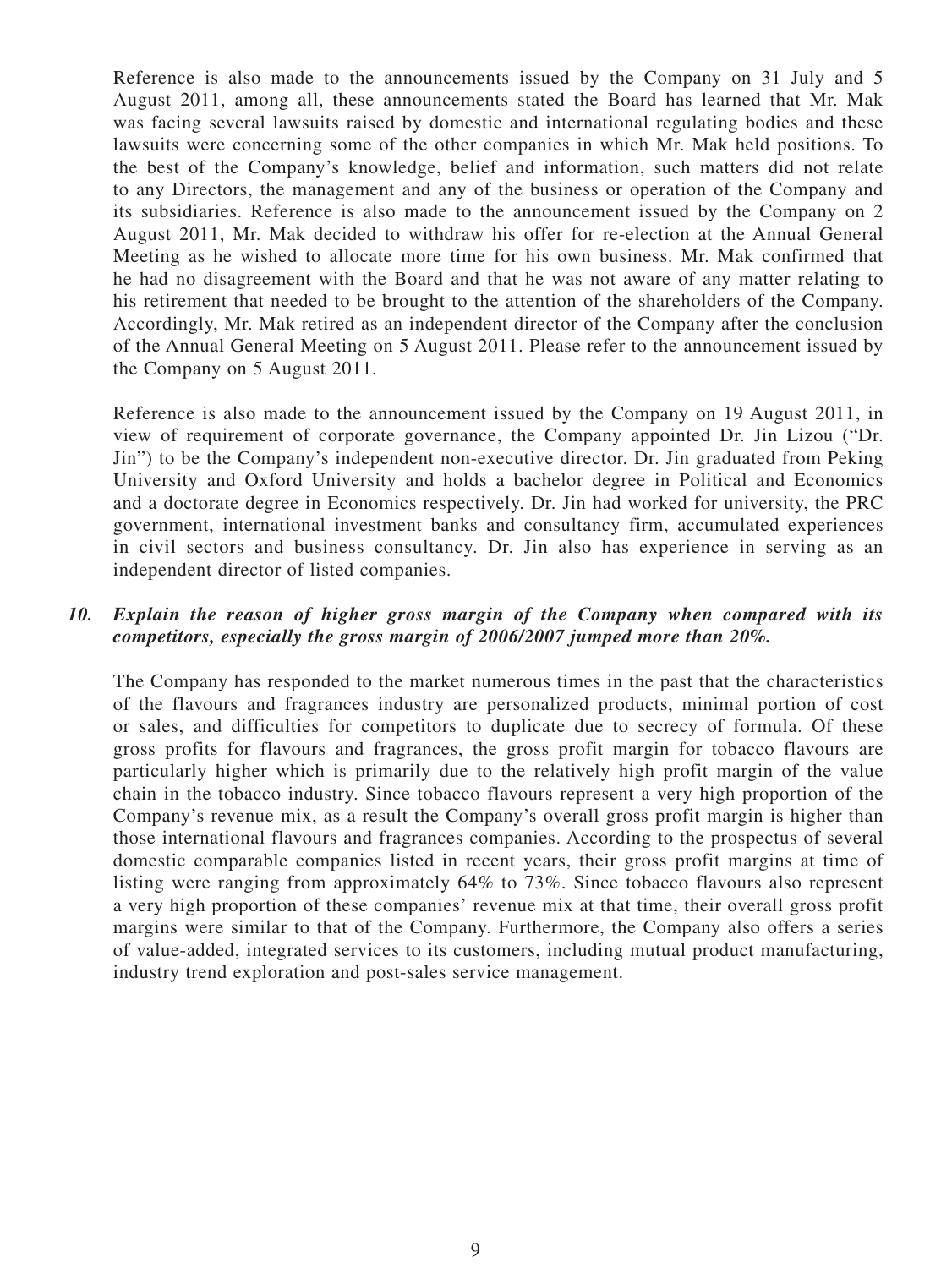Reference is also made to the announcements issued by the Company on 31 July and 5 August 2011, among all, these announcements stated the Board has learned that Mr. Mak was facing several lawsuits raised by domestic and international regulating bodies and these lawsuits were concerning some of the other companies in which Mr. Mak held positions. To the best of the Company's knowledge, belief and information, such matters did not relate to any Directors, the management and any of the business or operation of the Company and its subsidiaries. Reference is also made to the announcement issued by the Company on 2 August 2011, Mr. Mak decided to withdraw his offer for re-election at the Annual General Meeting as he wished to allocate more time for his own business. Mr. Mak confirmed that he had no disagreement with the Board and that he was not aware of any matter relating to his retirement that needed to be brought to the attention of the shareholders of the Company. Accordingly, Mr. Mak retired as an independent director of the Company after the conclusion of the Annual General Meeting on 5 August 2011. Please refer to the announcement issued by the Company on 5 August 2011.

Reference is also made to the announcement issued by the Company on 19 August 2011, in view of requirement of corporate governance, the Company appointed Dr. Jin Lizou ("Dr. Jin") to be the Company's independent non-executive director. Dr. Jin graduated from Peking University and Oxford University and holds a bachelor degree in Political and Economics and a doctorate degree in Economics respectively. Dr. Jin had worked for university, the PRC government, international investment banks and consultancy firm, accumulated experiences in civil sectors and business consultancy. Dr. Jin also has experience in serving as an independent director of listed companies.

***10. Explain the reason of higher gross margin of the Company when compared with its competitors, especially the gross margin of 2006/2007 jumped more than 20%.***

The Company has responded to the market numerous times in the past that the characteristics of the flavours and fragrances industry are personalized products, minimal portion of cost or sales, and difficulties for competitors to duplicate due to secrecy of formula. Of these gross profits for flavours and fragrances, the gross profit margin for tobacco flavours are particularly higher which is primarily due to the relatively high profit margin of the value chain in the tobacco industry. Since tobacco flavours represent a very high proportion of the Company's revenue mix, as a result the Company's overall gross profit margin is higher than those international flavours and fragrances companies. According to the prospectus of several domestic comparable companies listed in recent years, their gross profit margins at time of listing were ranging from approximately 64% to 73%. Since tobacco flavours also represent a very high proportion of these companies' revenue mix at that time, their overall gross profit margins were similar to that of the Company. Furthermore, the Company also offers a series of value-added, integrated services to its customers, including mutual product manufacturing, industry trend exploration and post-sales service management.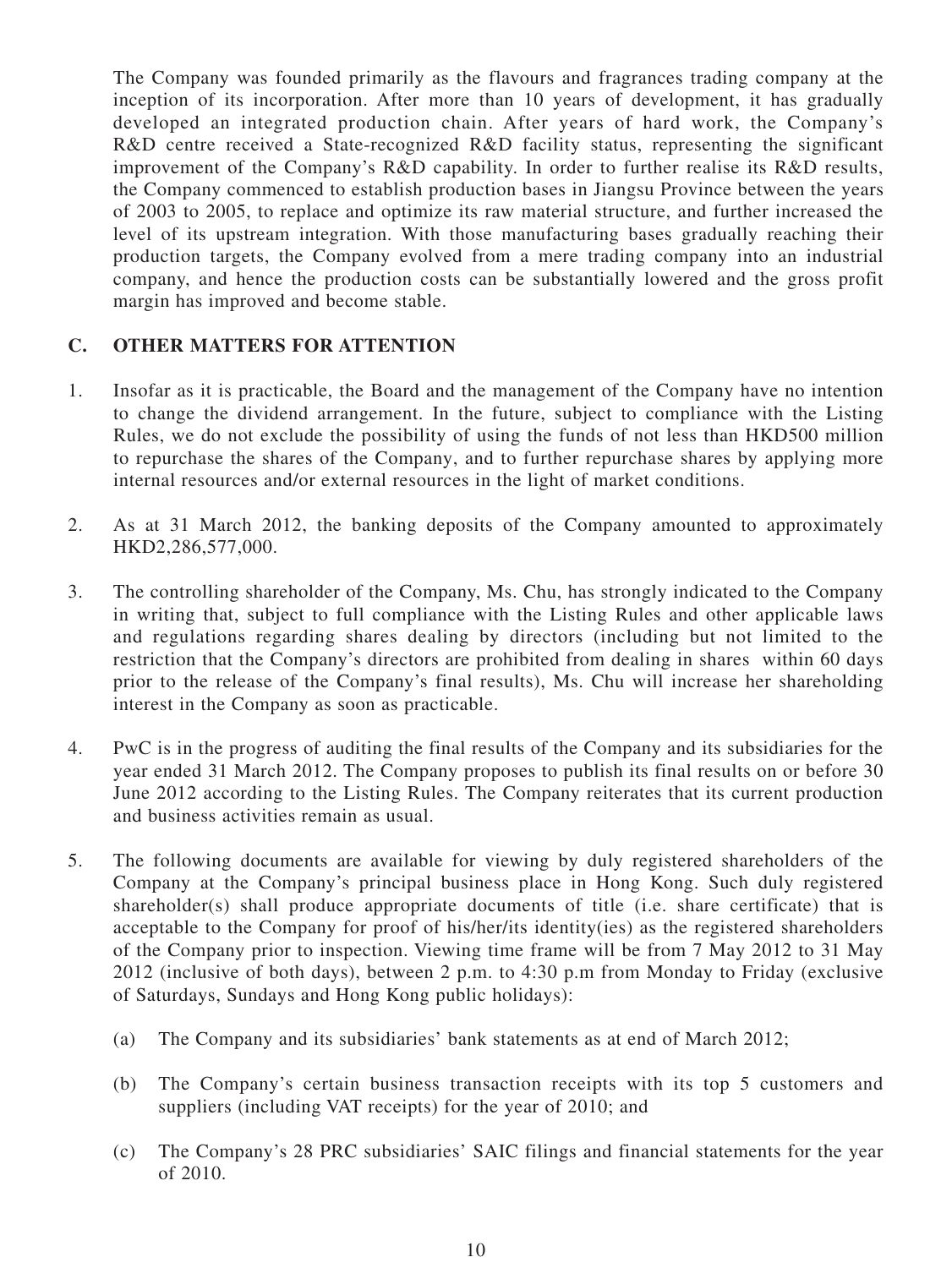The Company was founded primarily as the flavours and fragrances trading company at the inception of its incorporation. After more than 10 years of development, it has gradually developed an integrated production chain. After years of hard work, the Company's R&D centre received a State-recognized R&D facility status, representing the significant improvement of the Company's R&D capability. In order to further realise its R&D results, the Company commenced to establish production bases in Jiangsu Province between the years of 2003 to 2005, to replace and optimize its raw material structure, and further increased the level of its upstream integration. With those manufacturing bases gradually reaching their production targets, the Company evolved from a mere trading company into an industrial company, and hence the production costs can be substantially lowered and the gross profit margin has improved and become stable.

## C. OTHER MATTERS FOR ATTENTION

1. Insofar as it is practicable, the Board and the management of the Company have no intention to change the dividend arrangement. In the future, subject to compliance with the Listing Rules, we do not exclude the possibility of using the funds of not less than HKD500 million to repurchase the shares of the Company, and to further repurchase shares by applying more internal resources and/or external resources in the light of market conditions.

2. As at 31 March 2012, the banking deposits of the Company amounted to approximately HKD2,286,577,000.

3. The controlling shareholder of the Company, Ms. Chu, has strongly indicated to the Company in writing that, subject to full compliance with the Listing Rules and other applicable laws and regulations regarding shares dealing by directors (including but not limited to the restriction that the Company's directors are prohibited from dealing in shares within 60 days prior to the release of the Company's final results), Ms. Chu will increase her shareholding interest in the Company as soon as practicable.

4. PwC is in the progress of auditing the final results of the Company and its subsidiaries for the year ended 31 March 2012. The Company proposes to publish its final results on or before 30 June 2012 according to the Listing Rules. The Company reiterates that its current production and business activities remain as usual.

5. The following documents are available for viewing by duly registered shareholders of the Company at the Company's principal business place in Hong Kong. Such duly registered shareholder(s) shall produce appropriate documents of title (i.e. share certificate) that is acceptable to the Company for proof of his/her/its identity(ies) as the registered shareholders of the Company prior to inspection. Viewing time frame will be from 7 May 2012 to 31 May 2012 (inclusive of both days), between 2 p.m. to 4:30 p.m from Monday to Friday (exclusive of Saturdays, Sundays and Hong Kong public holidays):

   (a) The Company and its subsidiaries' bank statements as at end of March 2012;

   (b) The Company's certain business transaction receipts with its top 5 customers and suppliers (including VAT receipts) for the year of 2010; and

   (c) The Company's 28 PRC subsidiaries' SAIC filings and financial statements for the year of 2010.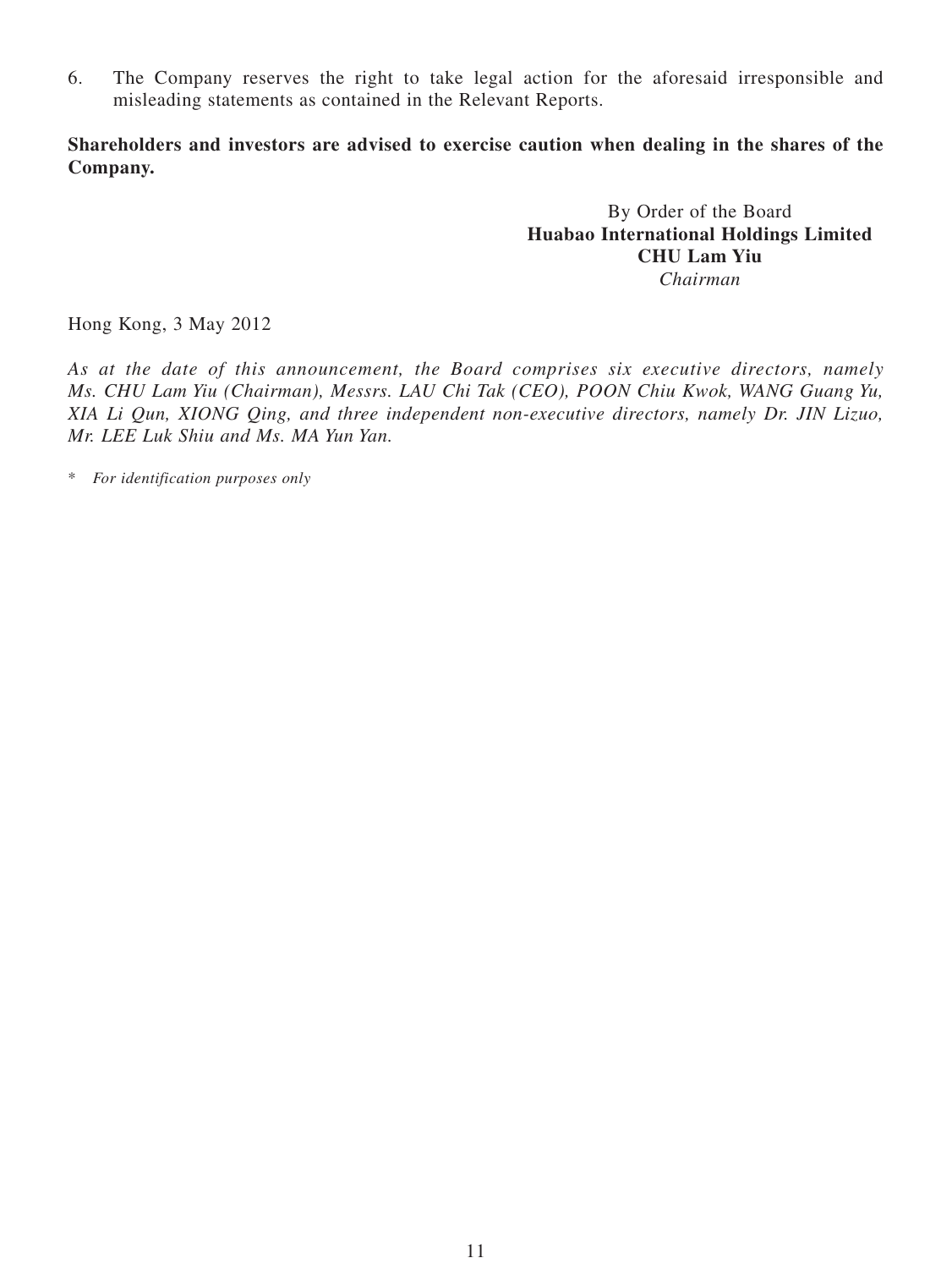6. The Company reserves the right to take legal action for the aforesaid irresponsible and misleading statements as contained in the Relevant Reports.

**Shareholders and investors are advised to exercise caution when dealing in the shares of the Company.**

By Order of the Board
**Huabao International Holdings Limited**
**CHU Lam Yiu**
*Chairman*

Hong Kong, 3 May 2012

*As at the date of this announcement, the Board comprises six executive directors, namely Ms. CHU Lam Yiu (Chairman), Messrs. LAU Chi Tak (CEO), POON Chiu Kwok, WANG Guang Yu, XIA Li Qun, XIONG Qing, and three independent non-executive directors, namely Dr. JIN Lizuo, Mr. LEE Luk Shiu and Ms. MA Yun Yan.*

\* *For identification purposes only*